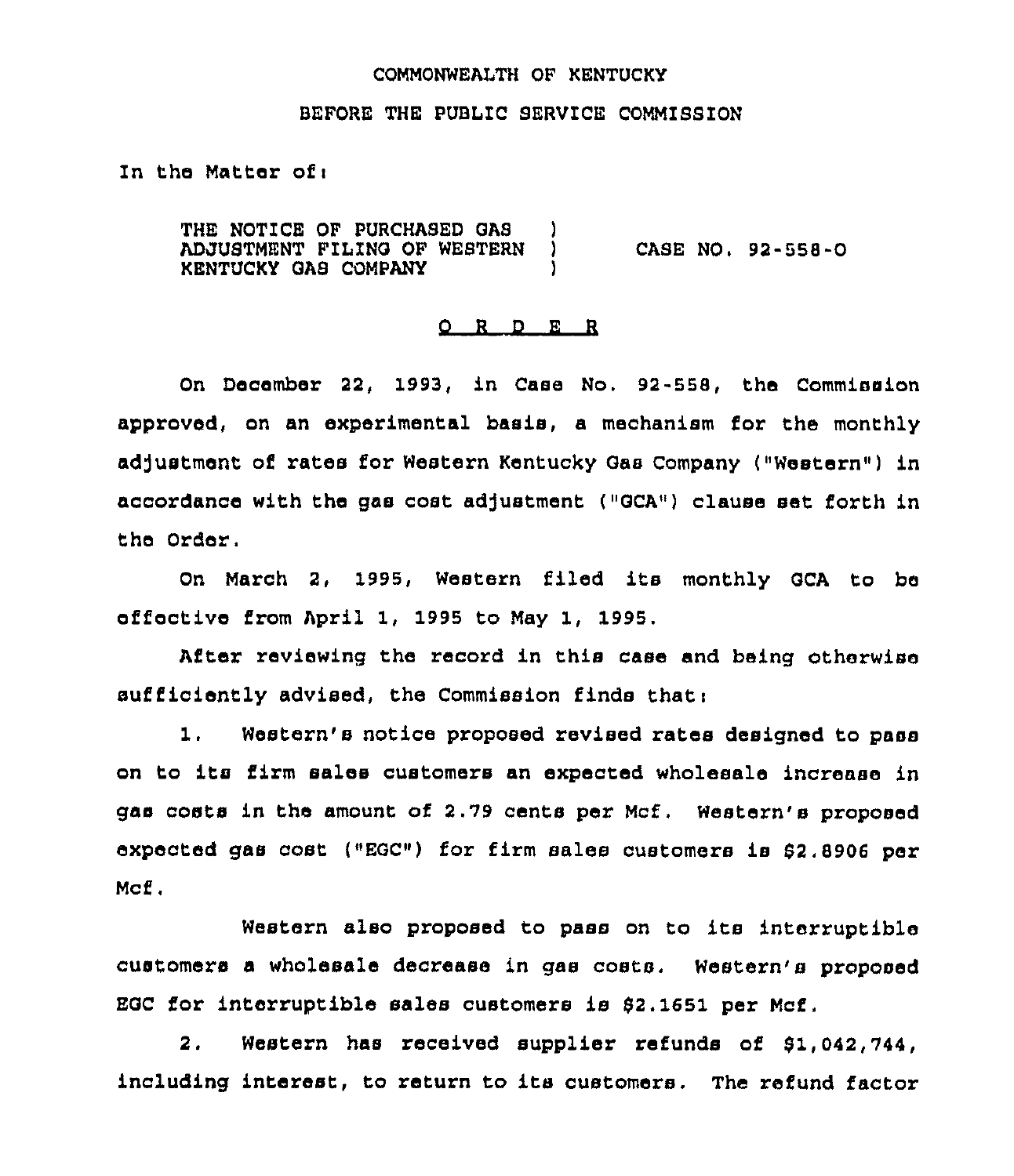COMMONWEALTH OF KENTUCKY

BEFORE THE PUBLIC SERVICE COMMISSION

In the Matter of:

THE NOTICE OF PURCHASED GAS ADJUSTMENT FILING OF WESTERN KENTUCKY GAS COMPANY ) CASE NO. 92-558-O

O R D E R

On December 22, 1993, in Case No. 92-558, the Commission approved, on an experimental basis, a mechanism for the monthly adjustment of rates for Western Kentucky Gas Company ("Western") in accordance with the gas cost adjustment ("GCA") clause set forth in the Order.

On March 2, 1995, Western filed its monthly GCA to be effective from April 1, 1995 to May 1, 1995.

After reviewing the record in this case and being otherwise sufficiently advised, the Commission finds that:

1. Western's notice proposed revised rates designed to pass on to its firm sales customers an expected wholesale increase in gas costs in the amount of 2.79 cents per Mcf. Western's proposed expected gas cost ("EGC") for firm sales customers is $2.8906 per Mcf.

Western also proposed to pass on to its interruptible customers a wholesale decrease in gas costs. Western's proposed EGC for interruptible sales customers is $2.1651 per Mcf.

2. Western has received supplier refunds of $1,042,744, including interest, to return to its customers. The refund factor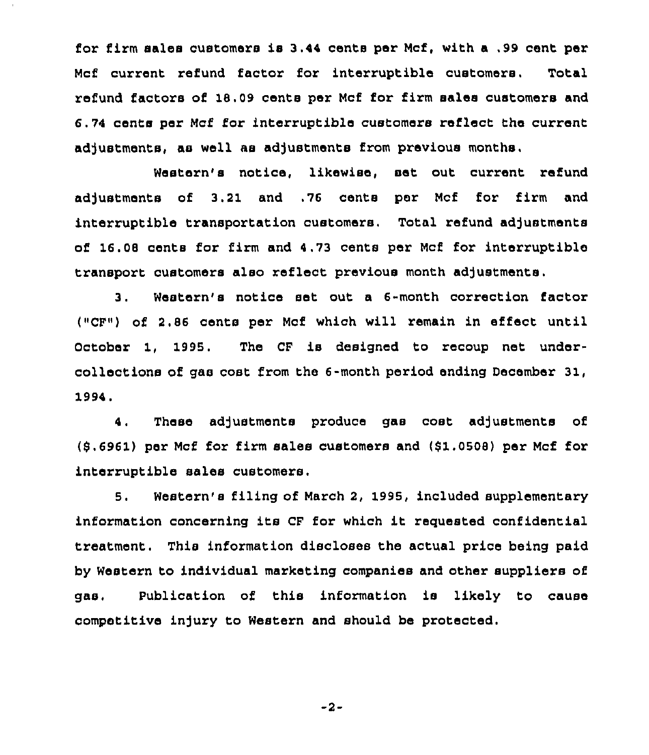for firm sales customers is 3.44 cents per Mcf, with a .99 cent per Mcf current refund factor for interruptible customers. Total refund factors of 18.09 cents per Mcf for firm sales customers and 6.74 cents per Mcf for interruptible customers reflect the current adjustments, as well as adjustments from previous months.

Western's notice, likewise, set out current refund adjustments of 3.21 and .76 cents per Mcf for firm and interruptible transportation customers. Total refund adjustments of 16.08 cents for firm and 4.73 cents per Mcf for interruptible transport customers also reflect previous month adjustments.

3. Western's notice set out a 6-month correction factor ("CF") of 2.86 cents per Mcf which will remain in effect until October 1, 1995. The CF is designed to recoup net under-collections of gas cost from the 6-month period ending December 31, 1994.

4. These adjustments produce gas cost adjustments of ($.6961) per Mcf for firm sales customers and ($1.0508) per Mcf for interruptible sales customers.

5. Western's filing of March 2, 1995, included supplementary information concerning its CF for which it requested confidential treatment. This information discloses the actual price being paid by Western to individual marketing companies and other suppliers of gas. Publication of this information is likely to cause competitive injury to Western and should be protected.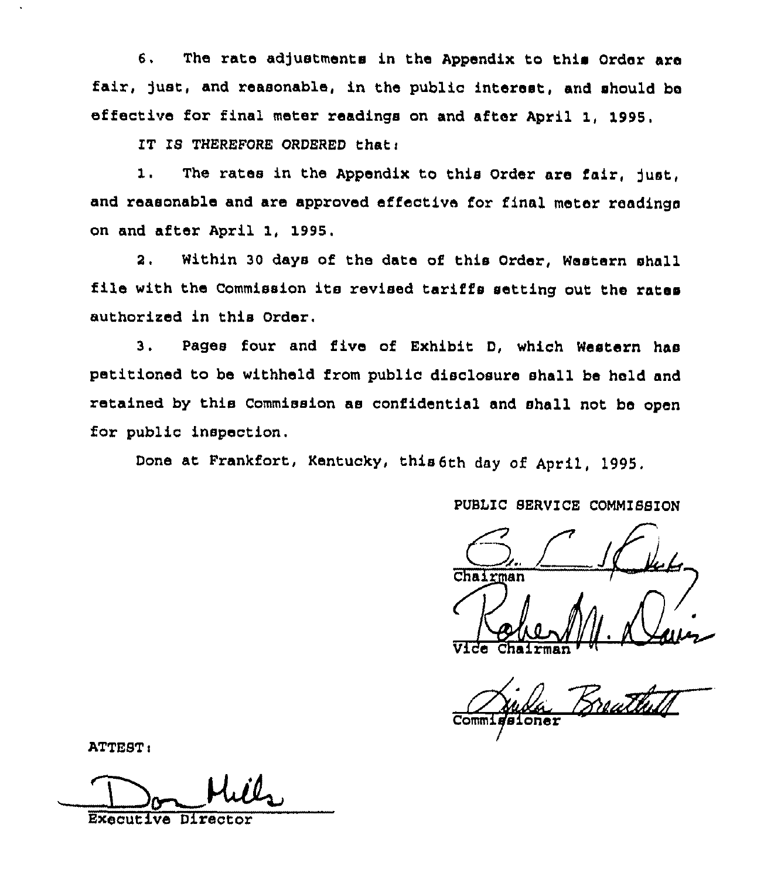6. The rate adjustments in the Appendix to this Order are fair, just, and reasonable, in the public interest, and should be effective for final meter readings on and after April 1, 1995.

*IT IS THEREFORE ORDERED* that:

1. The rates in the Appendix to this Order are fair, just, and reasonable and are approved effective for final meter readings on and after April 1, 1995.

2. Within 30 days of the date of this Order, Western shall file with the Commission its revised tariffs setting out the rates authorized in this Order.

3. Pages four and five of Exhibit D, which Western has petitioned to be withheld from public disclosure shall be held and retained by this Commission as confidential and shall not be open for public inspection.

Done at Frankfort, Kentucky, this 6th day of April, 1995.

PUBLIC SERVICE COMMISSION

Chairman

Vice Chairman

Commissioner

ATTEST:

Executive Director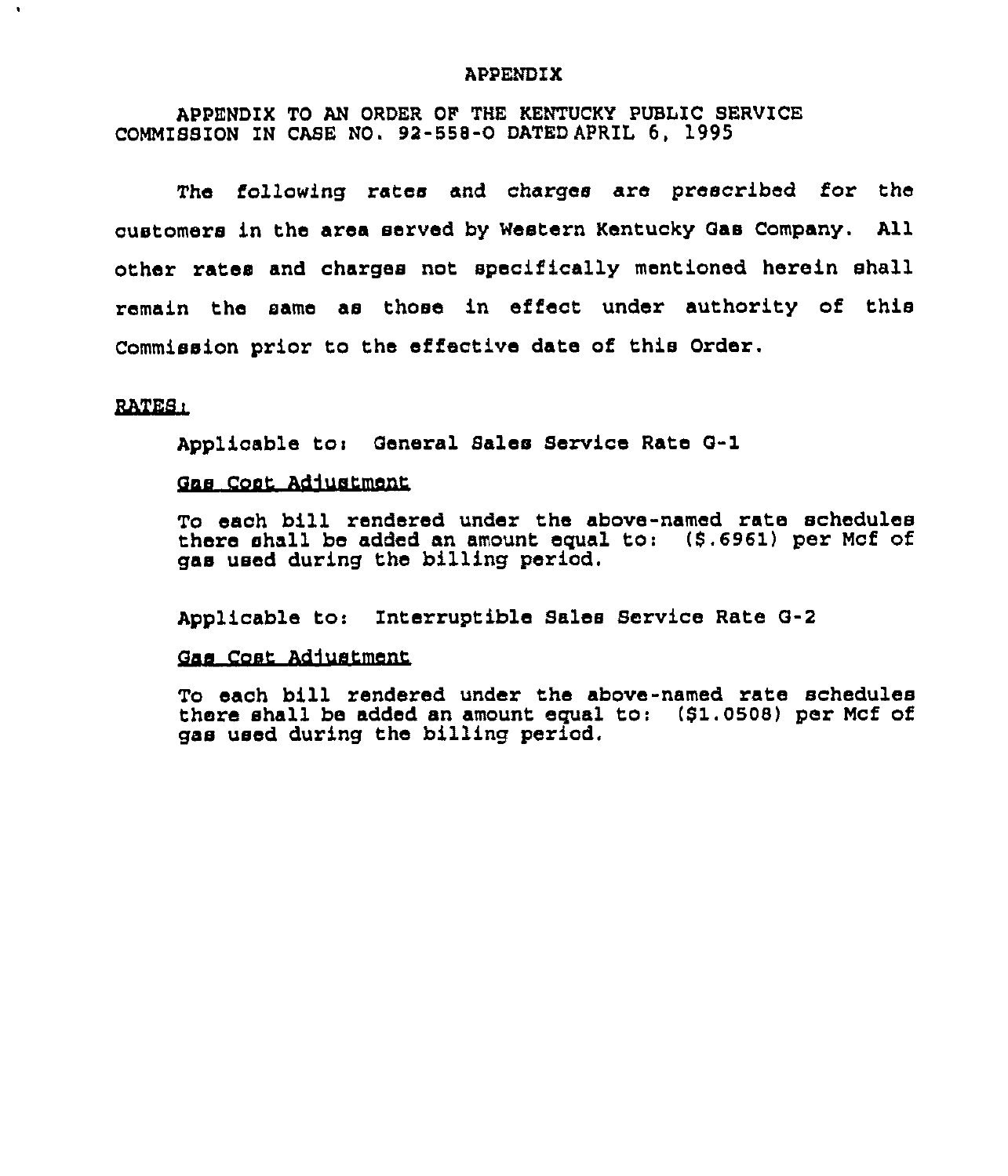# APPENDIX

APPENDIX TO AN ORDER OF THE KENTUCKY PUBLIC SERVICE COMMISSION IN CASE NO. 92-558-O DATED APRIL 6, 1995

The following rates and charges are prescribed for the customers in the area served by Western Kentucky Gas Company. All other rates and charges not specifically mentioned herein shall remain the same as those in effect under authority of this Commission prior to the effective date of this Order.

RATES:

Applicable to: General Sales Service Rate G-1

Gas Cost Adjustment

To each bill rendered under the above-named rate schedules there shall be added an amount equal to: ($.6961) per Mcf of gas used during the billing period.

Applicable to: Interruptible Sales Service Rate G-2

Gas Cost Adjustment

To each bill rendered under the above-named rate schedules there shall be added an amount equal to: ($1.0508) per Mcf of gas used during the billing period.